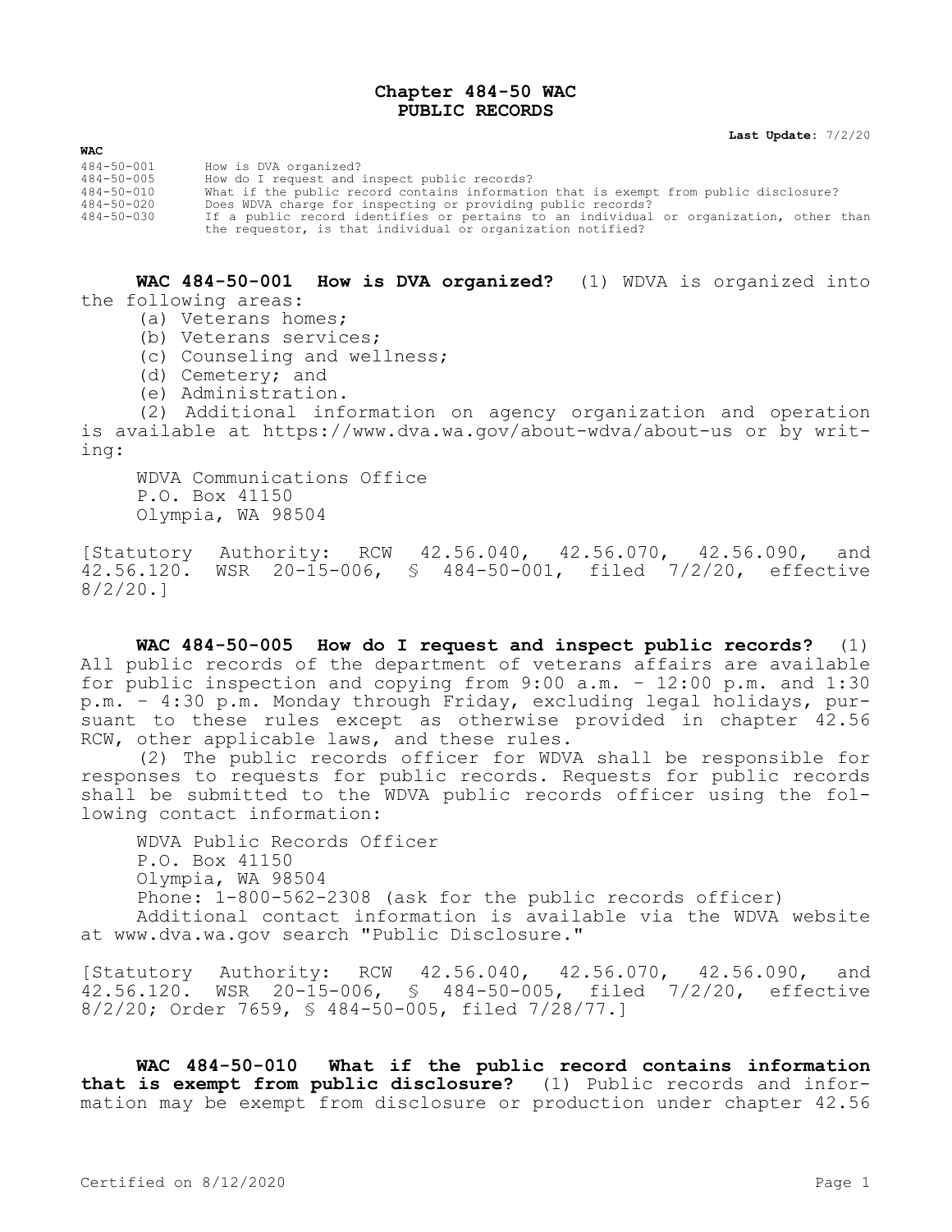# Chapter 484-50 WAC
# PUBLIC RECORDS

**Last Update:** 7/2/20

**WAC**

| | |
|---|---|
| 484-50-001 | How is DVA organized? |
| 484-50-005 | How do I request and inspect public records? |
| 484-50-010 | What if the public record contains information that is exempt from public disclosure? |
| 484-50-020 | Does WDVA charge for inspecting or providing public records? |
| 484-50-030 | If a public record identifies or pertains to an individual or organization, other than the requestor, is that individual or organization notified? |

**WAC 484-50-001 How is DVA organized?** (1) WDVA is organized into the following areas:

(a) Veterans homes;

(b) Veterans services;

(c) Counseling and wellness;

(d) Cemetery; and

(e) Administration.

(2) Additional information on agency organization and operation is available at https://www.dva.wa.gov/about-wdva/about-us or by writing:

WDVA Communications Office
P.O. Box 41150
Olympia, WA 98504

[Statutory Authority: RCW 42.56.040, 42.56.070, 42.56.090, and 42.56.120. WSR 20-15-006, § 484-50-001, filed 7/2/20, effective 8/2/20.]

**WAC 484-50-005 How do I request and inspect public records?** (1) All public records of the department of veterans affairs are available for public inspection and copying from 9:00 a.m. - 12:00 p.m. and 1:30 p.m. - 4:30 p.m. Monday through Friday, excluding legal holidays, pursuant to these rules except as otherwise provided in chapter 42.56 RCW, other applicable laws, and these rules.

(2) The public records officer for WDVA shall be responsible for responses to requests for public records. Requests for public records shall be submitted to the WDVA public records officer using the following contact information:

WDVA Public Records Officer
P.O. Box 41150
Olympia, WA 98504
Phone: 1-800-562-2308 (ask for the public records officer)
Additional contact information is available via the WDVA website at www.dva.wa.gov search "Public Disclosure."

[Statutory Authority: RCW 42.56.040, 42.56.070, 42.56.090, and 42.56.120. WSR 20-15-006, § 484-50-005, filed 7/2/20, effective 8/2/20; Order 7659, § 484-50-005, filed 7/28/77.]

**WAC 484-50-010 What if the public record contains information that is exempt from public disclosure?** (1) Public records and information may be exempt from disclosure or production under chapter 42.56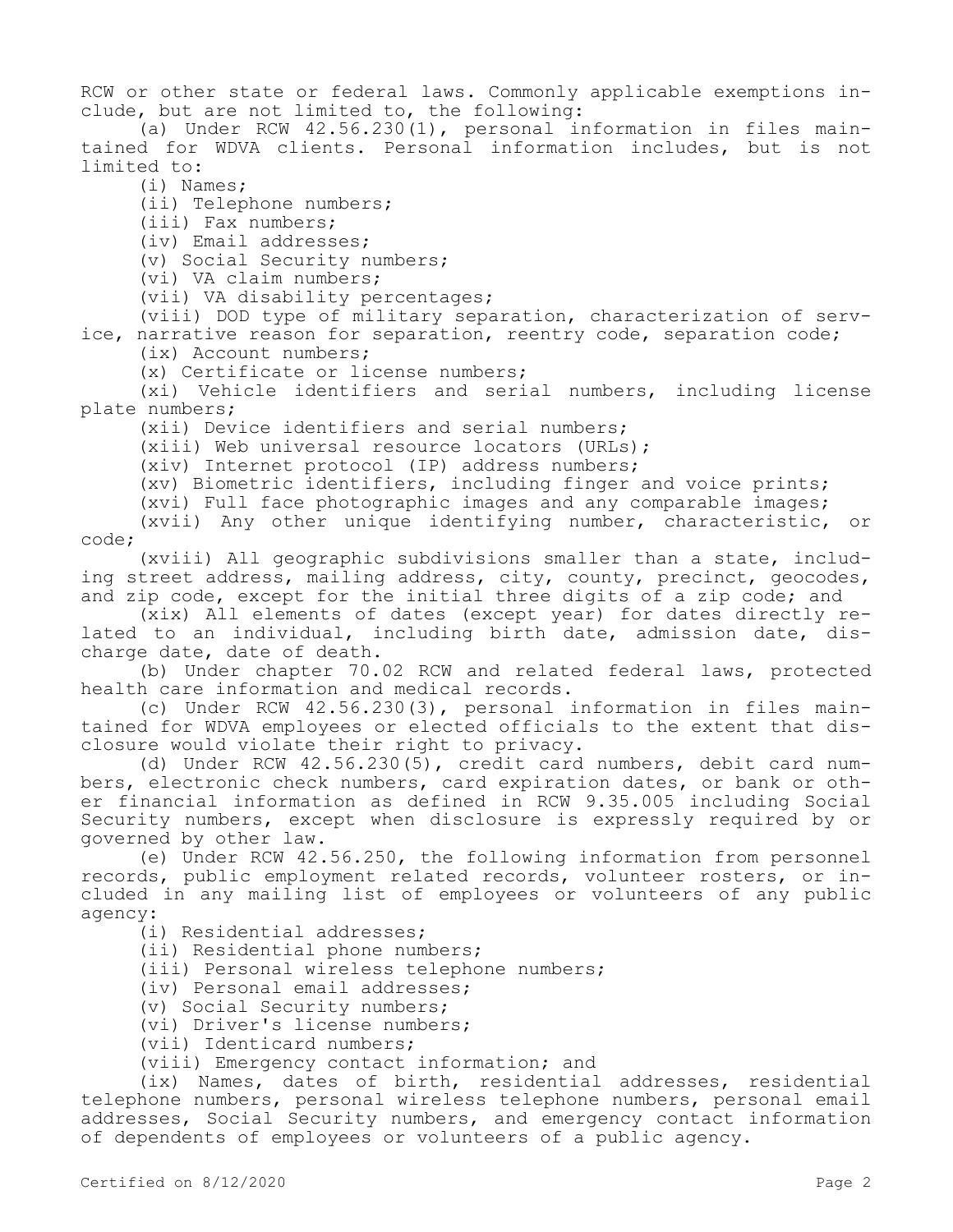RCW or other state or federal laws. Commonly applicable exemptions include, but are not limited to, the following:

(a) Under RCW 42.56.230(1), personal information in files maintained for WDVA clients. Personal information includes, but is not limited to:

(i) Names;

(ii) Telephone numbers;

(iii) Fax numbers;

(iv) Email addresses;

(v) Social Security numbers;

(vi) VA claim numbers;

(vii) VA disability percentages;

(viii) DOD type of military separation, characterization of service, narrative reason for separation, reentry code, separation code;

(ix) Account numbers;

(x) Certificate or license numbers;

(xi) Vehicle identifiers and serial numbers, including license plate numbers;

(xii) Device identifiers and serial numbers;

(xiii) Web universal resource locators (URLs);

(xiv) Internet protocol (IP) address numbers;

(xv) Biometric identifiers, including finger and voice prints;

(xvi) Full face photographic images and any comparable images;

(xvii) Any other unique identifying number, characteristic, or code;

(xviii) All geographic subdivisions smaller than a state, including street address, mailing address, city, county, precinct, geocodes, and zip code, except for the initial three digits of a zip code; and

(xix) All elements of dates (except year) for dates directly related to an individual, including birth date, admission date, discharge date, date of death.

(b) Under chapter 70.02 RCW and related federal laws, protected health care information and medical records.

(c) Under RCW 42.56.230(3), personal information in files maintained for WDVA employees or elected officials to the extent that disclosure would violate their right to privacy.

(d) Under RCW 42.56.230(5), credit card numbers, debit card numbers, electronic check numbers, card expiration dates, or bank or other financial information as defined in RCW 9.35.005 including Social Security numbers, except when disclosure is expressly required by or governed by other law.

(e) Under RCW 42.56.250, the following information from personnel records, public employment related records, volunteer rosters, or included in any mailing list of employees or volunteers of any public agency:

(i) Residential addresses;

(ii) Residential phone numbers;

(iii) Personal wireless telephone numbers;

(iv) Personal email addresses;

(v) Social Security numbers;

(vi) Driver's license numbers;

(vii) Identicard numbers;

(viii) Emergency contact information; and

(ix) Names, dates of birth, residential addresses, residential telephone numbers, personal wireless telephone numbers, personal email addresses, Social Security numbers, and emergency contact information of dependents of employees or volunteers of a public agency.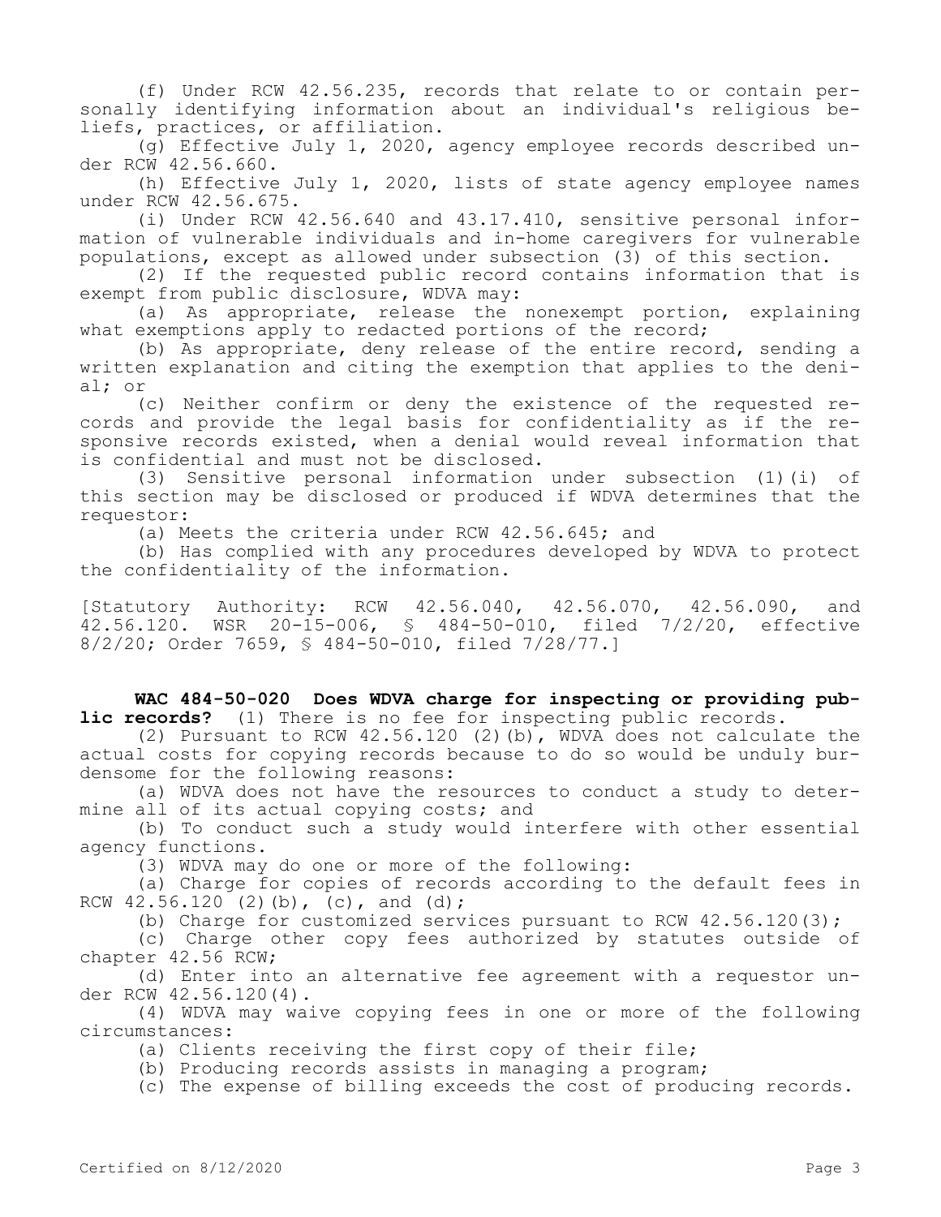(f) Under RCW 42.56.235, records that relate to or contain personally identifying information about an individual's religious beliefs, practices, or affiliation.

(g) Effective July 1, 2020, agency employee records described under RCW 42.56.660.

(h) Effective July 1, 2020, lists of state agency employee names under RCW 42.56.675.

(i) Under RCW 42.56.640 and 43.17.410, sensitive personal information of vulnerable individuals and in-home caregivers for vulnerable populations, except as allowed under subsection (3) of this section.

(2) If the requested public record contains information that is exempt from public disclosure, WDVA may:

(a) As appropriate, release the nonexempt portion, explaining what exemptions apply to redacted portions of the record;

(b) As appropriate, deny release of the entire record, sending a written explanation and citing the exemption that applies to the denial; or

(c) Neither confirm or deny the existence of the requested records and provide the legal basis for confidentiality as if the responsive records existed, when a denial would reveal information that is confidential and must not be disclosed.

(3) Sensitive personal information under subsection (1)(i) of this section may be disclosed or produced if WDVA determines that the requestor:

(a) Meets the criteria under RCW 42.56.645; and

(b) Has complied with any procedures developed by WDVA to protect the confidentiality of the information.

[Statutory Authority: RCW 42.56.040, 42.56.070, 42.56.090, and 42.56.120. WSR 20-15-006, § 484-50-010, filed 7/2/20, effective 8/2/20; Order 7659, § 484-50-010, filed 7/28/77.]

**WAC 484-50-020 Does WDVA charge for inspecting or providing public records?** (1) There is no fee for inspecting public records.

(2) Pursuant to RCW 42.56.120 (2)(b), WDVA does not calculate the actual costs for copying records because to do so would be unduly burdensome for the following reasons:

(a) WDVA does not have the resources to conduct a study to determine all of its actual copying costs; and

(b) To conduct such a study would interfere with other essential agency functions.

(3) WDVA may do one or more of the following:

(a) Charge for copies of records according to the default fees in RCW 42.56.120 (2)(b), (c), and (d);

(b) Charge for customized services pursuant to RCW 42.56.120(3);

(c) Charge other copy fees authorized by statutes outside of chapter 42.56 RCW;

(d) Enter into an alternative fee agreement with a requestor under RCW 42.56.120(4).

(4) WDVA may waive copying fees in one or more of the following circumstances:

(a) Clients receiving the first copy of their file;

(b) Producing records assists in managing a program;

(c) The expense of billing exceeds the cost of producing records.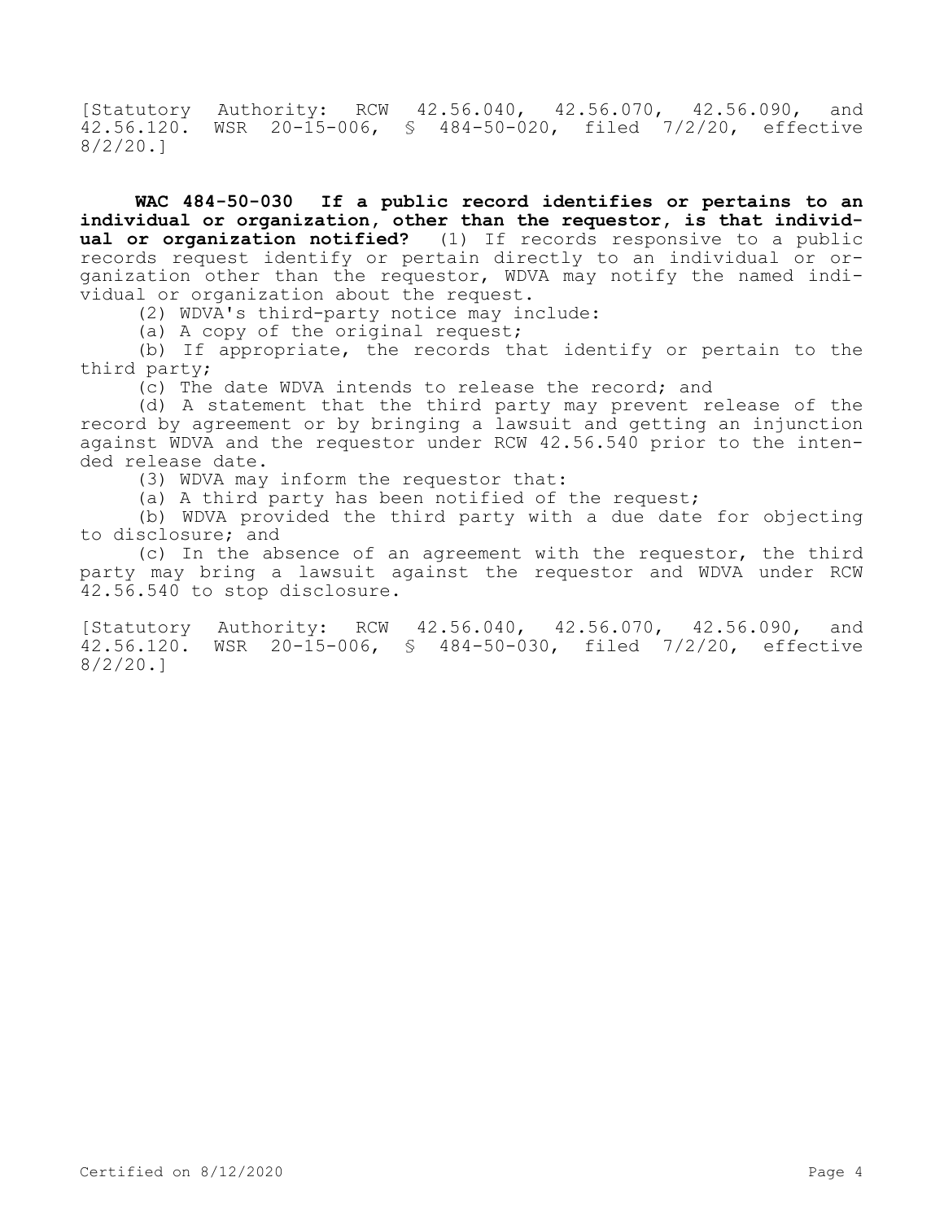[Statutory Authority: RCW 42.56.040, 42.56.070, 42.56.090, and 42.56.120. WSR 20-15-006, § 484-50-020, filed 7/2/20, effective 8/2/20.]

**WAC 484-50-030 If a public record identifies or pertains to an individual or organization, other than the requestor, is that individual or organization notified?** (1) If records responsive to a public records request identify or pertain directly to an individual or organization other than the requestor, WDVA may notify the named individual or organization about the request.

(2) WDVA's third-party notice may include:

(a) A copy of the original request;

(b) If appropriate, the records that identify or pertain to the third party;

(c) The date WDVA intends to release the record; and

(d) A statement that the third party may prevent release of the record by agreement or by bringing a lawsuit and getting an injunction against WDVA and the requestor under RCW 42.56.540 prior to the intended release date.

(3) WDVA may inform the requestor that:

(a) A third party has been notified of the request;

(b) WDVA provided the third party with a due date for objecting to disclosure; and

(c) In the absence of an agreement with the requestor, the third party may bring a lawsuit against the requestor and WDVA under RCW 42.56.540 to stop disclosure.

[Statutory Authority: RCW 42.56.040, 42.56.070, 42.56.090, and 42.56.120. WSR 20-15-006, § 484-50-030, filed 7/2/20, effective 8/2/20.]